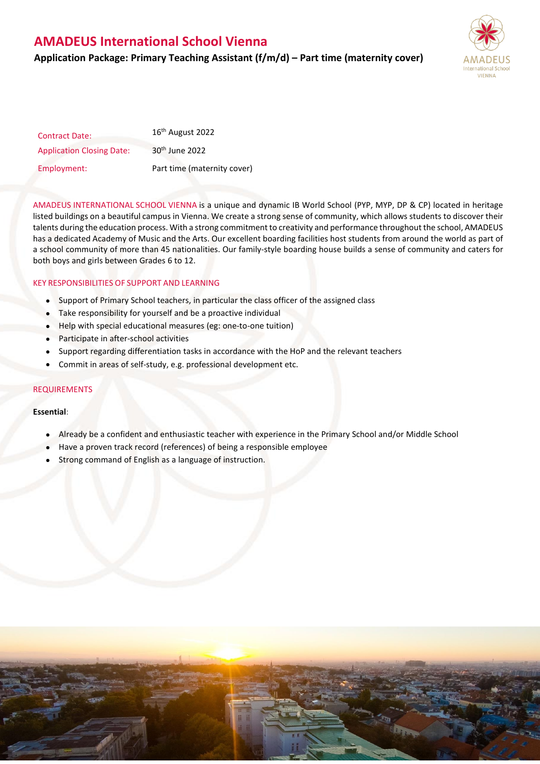# AMADEUS International School Vienna

## Application Package: Primary Teaching Assistant (f/m/d) – Part time (maternity cover)

| | |
|---|---|
| Contract Date: | 16th August 2022 |
| Application Closing Date: | 30th June 2022 |
| Employment: | Part time (maternity cover) |

AMADEUS INTERNATIONAL SCHOOL VIENNA is a unique and dynamic IB World School (PYP, MYP, DP & CP) located in heritage listed buildings on a beautiful campus in Vienna. We create a strong sense of community, which allows students to discover their talents during the education process. With a strong commitment to creativity and performance throughout the school, AMADEUS has a dedicated Academy of Music and the Arts. Our excellent boarding facilities host students from around the world as part of a school community of more than 45 nationalities. Our family-style boarding house builds a sense of community and caters for both boys and girls between Grades 6 to 12.

### KEY RESPONSIBILITIES OF SUPPORT AND LEARNING

- Support of Primary School teachers, in particular the class officer of the assigned class
- Take responsibility for yourself and be a proactive individual
- Help with special educational measures (eg: one-to-one tuition)
- Participate in after-school activities
- Support regarding differentiation tasks in accordance with the HoP and the relevant teachers
- Commit in areas of self-study, e.g. professional development etc.

### REQUIREMENTS

**Essential**:

- Already be a confident and enthusiastic teacher with experience in the Primary School and/or Middle School
- Have a proven track record (references) of being a responsible employee
- Strong command of English as a language of instruction.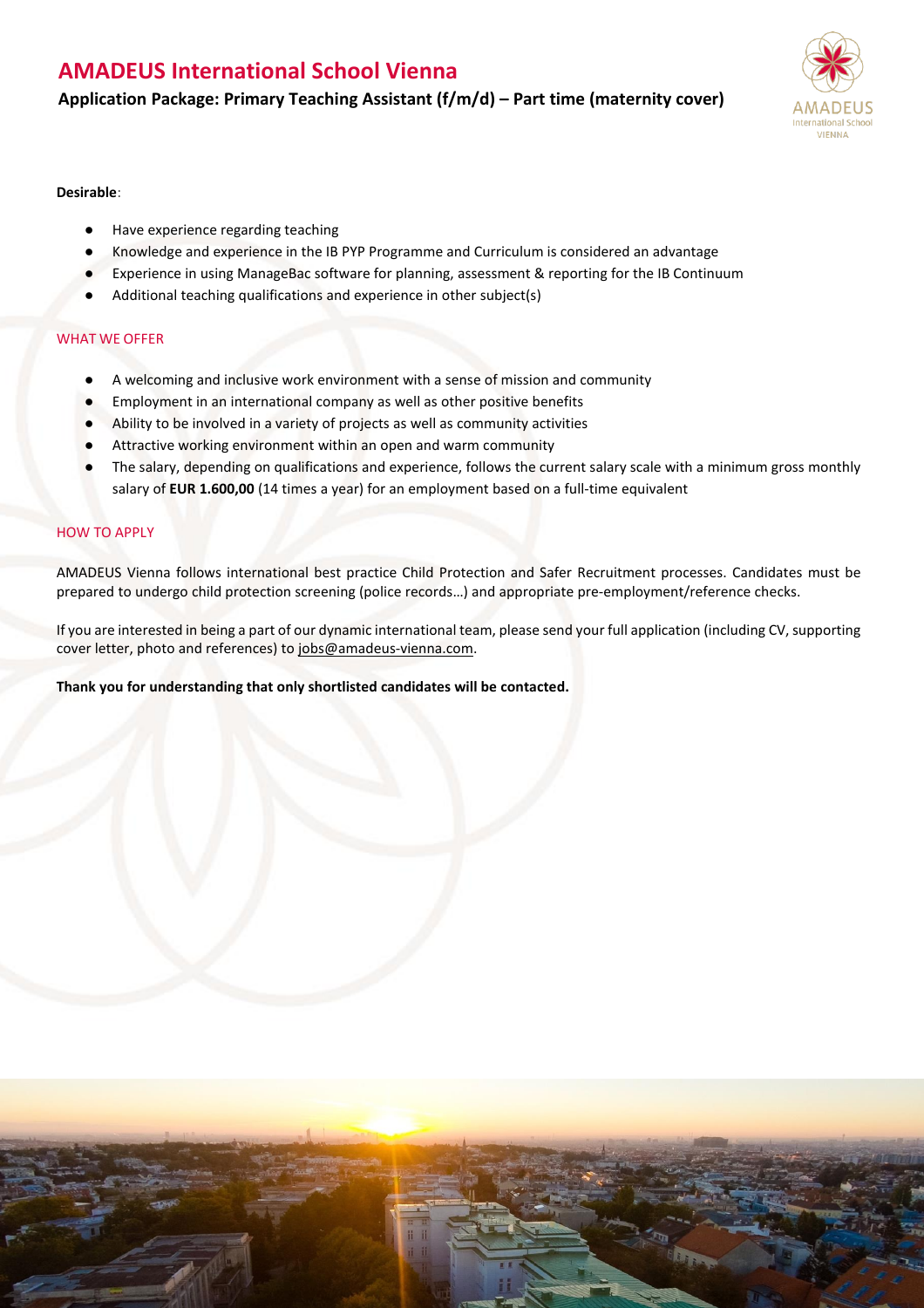**Desirable**:

- Have experience regarding teaching
- Knowledge and experience in the IB PYP Programme and Curriculum is considered an advantage
- Experience in using ManageBac software for planning, assessment & reporting for the IB Continuum
- Additional teaching qualifications and experience in other subject(s)

## WHAT WE OFFER

- A welcoming and inclusive work environment with a sense of mission and community
- Employment in an international company as well as other positive benefits
- Ability to be involved in a variety of projects as well as community activities
- Attractive working environment within an open and warm community
- The salary, depending on qualifications and experience, follows the current salary scale with a minimum gross monthly salary of **EUR 1.600,00** (14 times a year) for an employment based on a full-time equivalent

## HOW TO APPLY

AMADEUS Vienna follows international best practice Child Protection and Safer Recruitment processes. Candidates must be prepared to undergo child protection screening (police records…) and appropriate pre-employment/reference checks.

If you are interested in being a part of our dynamic international team, please send your full application (including CV, supporting cover letter, photo and references) to jobs@amadeus-vienna.com.

**Thank you for understanding that only shortlisted candidates will be contacted.**